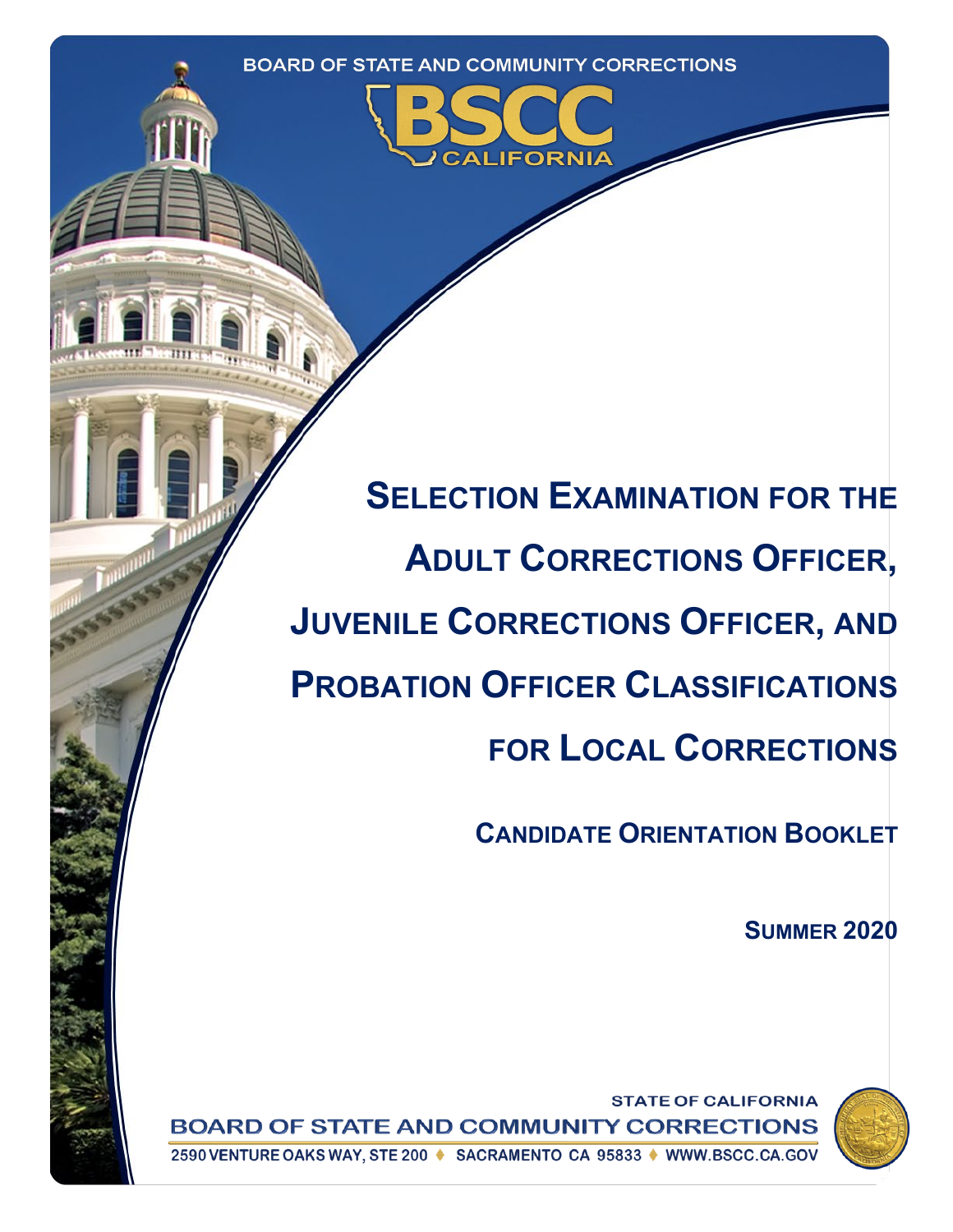BOARD OF STATE AND COMMUNITY CORRECTIONS

BSCC CALIFORNIA

# SELECTION EXAMINATION FOR THE ADULT CORRECTIONS OFFICER, JUVENILE CORRECTIONS OFFICER, AND PROBATION OFFICER CLASSIFICATIONS FOR LOCAL CORRECTIONS

## CANDIDATE ORIENTATION BOOKLET

**SUMMER 2020**

STATE OF CALIFORNIA

BOARD OF STATE AND COMMUNITY CORRECTIONS

2590 VENTURE OAKS WAY, STE 200 ♦ SACRAMENTO CA 95833 ♦ WWW.BSCC.CA.GOV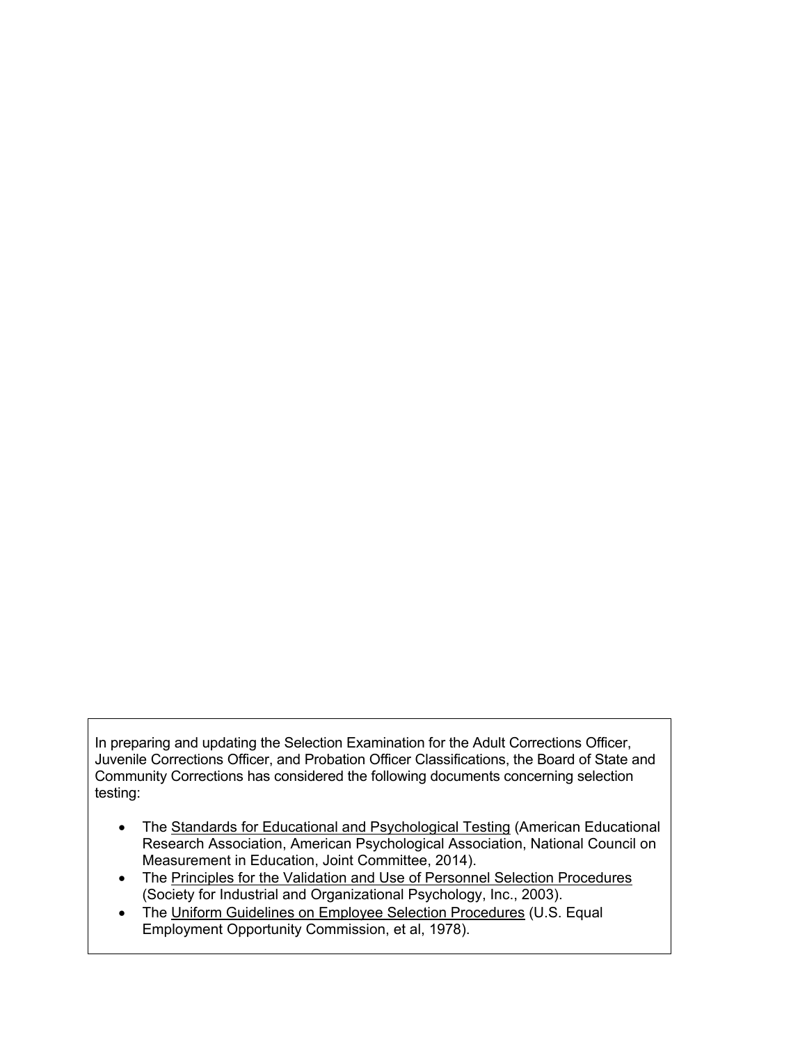In preparing and updating the Selection Examination for the Adult Corrections Officer, Juvenile Corrections Officer, and Probation Officer Classifications, the Board of State and Community Corrections has considered the following documents concerning selection testing:

- The Standards for Educational and Psychological Testing (American Educational Research Association, American Psychological Association, National Council on Measurement in Education, Joint Committee, 2014).
- The Principles for the Validation and Use of Personnel Selection Procedures (Society for Industrial and Organizational Psychology, Inc., 2003).
- The Uniform Guidelines on Employee Selection Procedures (U.S. Equal Employment Opportunity Commission, et al, 1978).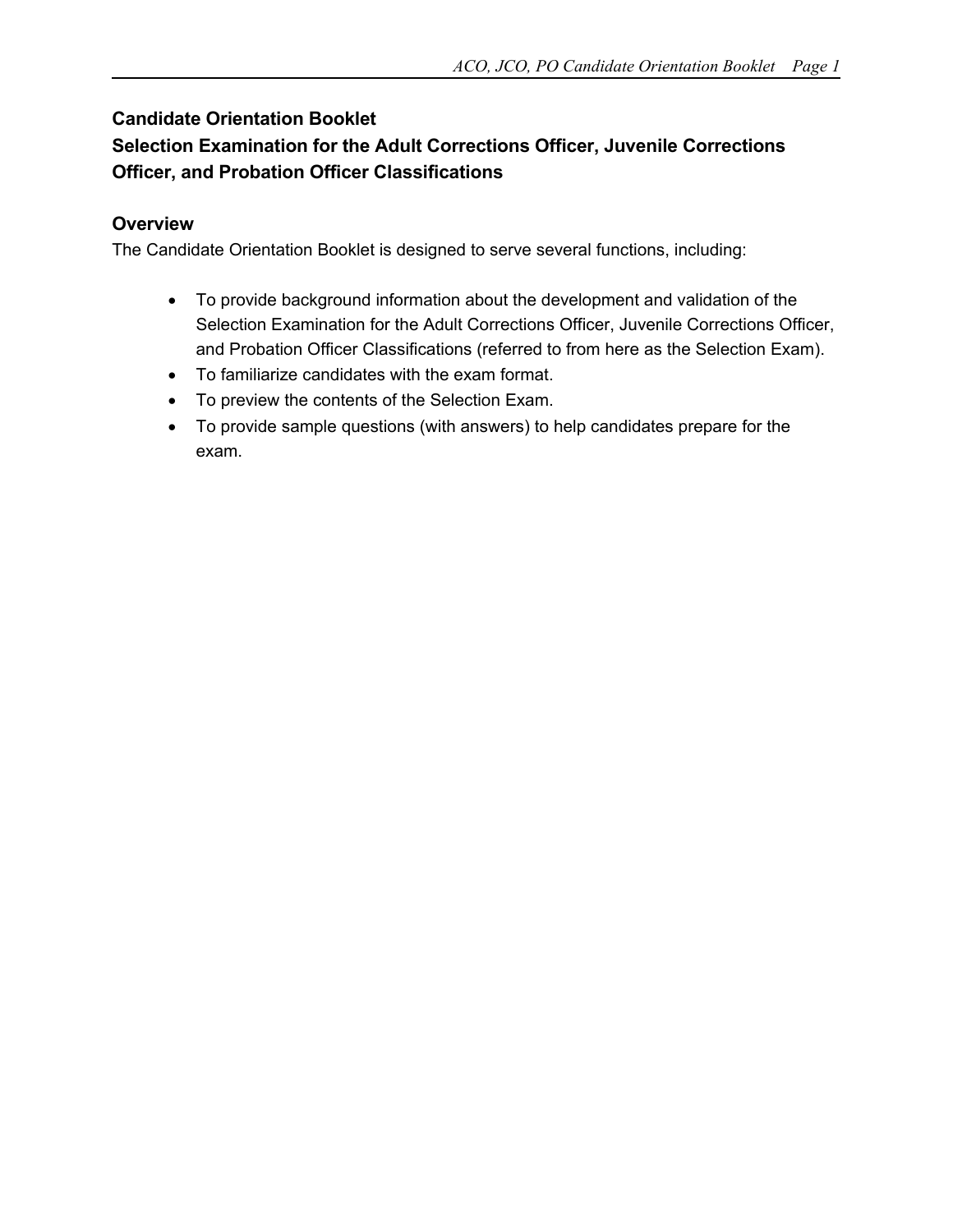## Candidate Orientation Booklet
## Selection Examination for the Adult Corrections Officer, Juvenile Corrections Officer, and Probation Officer Classifications

### Overview

The Candidate Orientation Booklet is designed to serve several functions, including:

- To provide background information about the development and validation of the Selection Examination for the Adult Corrections Officer, Juvenile Corrections Officer, and Probation Officer Classifications (referred to from here as the Selection Exam).
- To familiarize candidates with the exam format.
- To preview the contents of the Selection Exam.
- To provide sample questions (with answers) to help candidates prepare for the exam.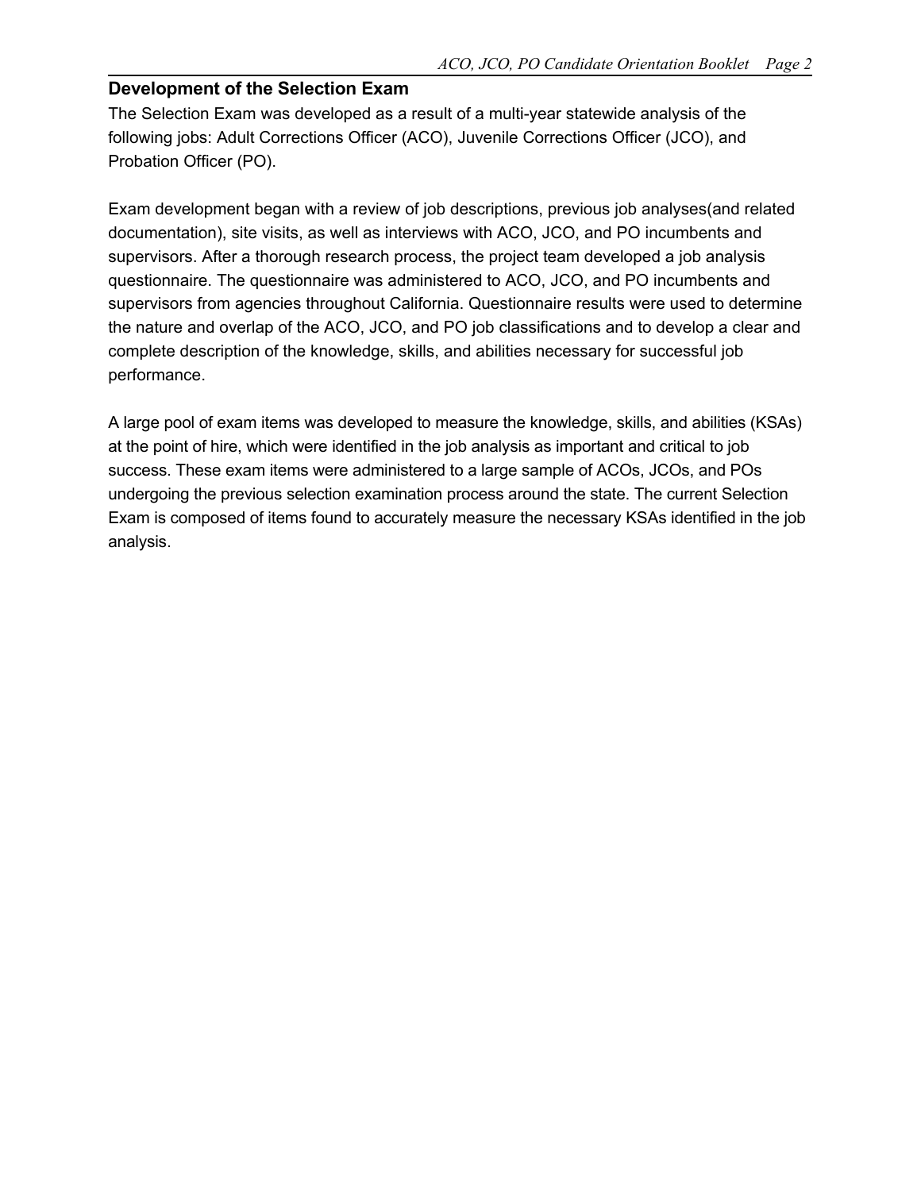## Development of the Selection Exam

The Selection Exam was developed as a result of a multi-year statewide analysis of the following jobs: Adult Corrections Officer (ACO), Juvenile Corrections Officer (JCO), and Probation Officer (PO).

Exam development began with a review of job descriptions, previous job analyses(and related documentation), site visits, as well as interviews with ACO, JCO, and PO incumbents and supervisors. After a thorough research process, the project team developed a job analysis questionnaire. The questionnaire was administered to ACO, JCO, and PO incumbents and supervisors from agencies throughout California. Questionnaire results were used to determine the nature and overlap of the ACO, JCO, and PO job classifications and to develop a clear and complete description of the knowledge, skills, and abilities necessary for successful job performance.

A large pool of exam items was developed to measure the knowledge, skills, and abilities (KSAs) at the point of hire, which were identified in the job analysis as important and critical to job success. These exam items were administered to a large sample of ACOs, JCOs, and POs undergoing the previous selection examination process around the state. The current Selection Exam is composed of items found to accurately measure the necessary KSAs identified in the job analysis.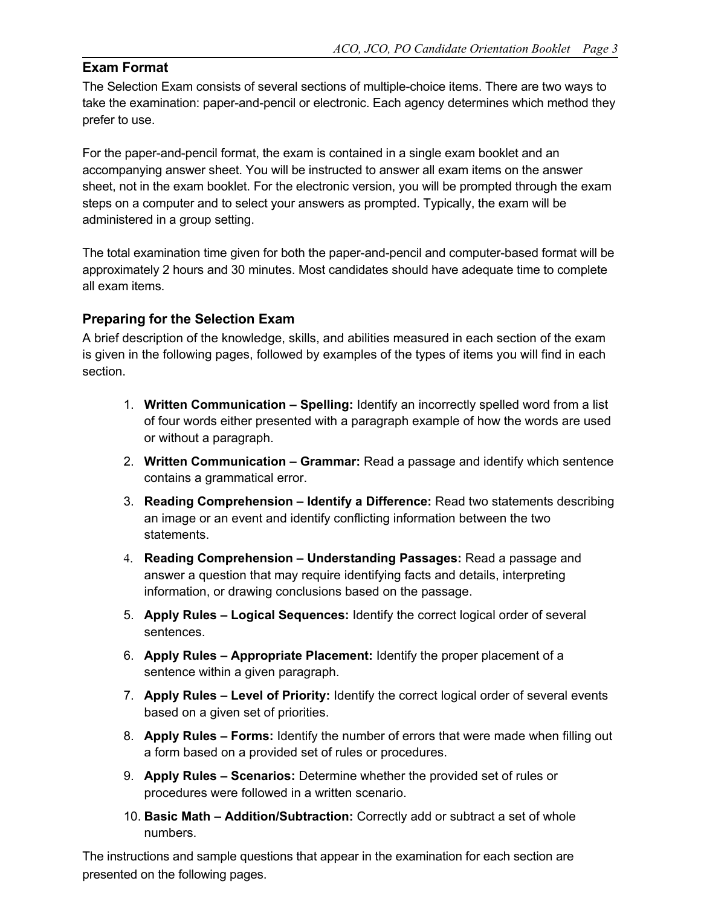## Exam Format

The Selection Exam consists of several sections of multiple-choice items. There are two ways to take the examination: paper-and-pencil or electronic. Each agency determines which method they prefer to use.

For the paper-and-pencil format, the exam is contained in a single exam booklet and an accompanying answer sheet. You will be instructed to answer all exam items on the answer sheet, not in the exam booklet. For the electronic version, you will be prompted through the exam steps on a computer and to select your answers as prompted. Typically, the exam will be administered in a group setting.

The total examination time given for both the paper-and-pencil and computer-based format will be approximately 2 hours and 30 minutes. Most candidates should have adequate time to complete all exam items.

## Preparing for the Selection Exam

A brief description of the knowledge, skills, and abilities measured in each section of the exam is given in the following pages, followed by examples of the types of items you will find in each section.

1. **Written Communication – Spelling:** Identify an incorrectly spelled word from a list of four words either presented with a paragraph example of how the words are used or without a paragraph.
2. **Written Communication – Grammar:** Read a passage and identify which sentence contains a grammatical error.
3. **Reading Comprehension – Identify a Difference:** Read two statements describing an image or an event and identify conflicting information between the two statements.
4. **Reading Comprehension – Understanding Passages:** Read a passage and answer a question that may require identifying facts and details, interpreting information, or drawing conclusions based on the passage.
5. **Apply Rules – Logical Sequences:** Identify the correct logical order of several sentences.
6. **Apply Rules – Appropriate Placement:** Identify the proper placement of a sentence within a given paragraph.
7. **Apply Rules – Level of Priority:** Identify the correct logical order of several events based on a given set of priorities.
8. **Apply Rules – Forms:** Identify the number of errors that were made when filling out a form based on a provided set of rules or procedures.
9. **Apply Rules – Scenarios:** Determine whether the provided set of rules or procedures were followed in a written scenario.
10. **Basic Math – Addition/Subtraction:** Correctly add or subtract a set of whole numbers.

The instructions and sample questions that appear in the examination for each section are presented on the following pages.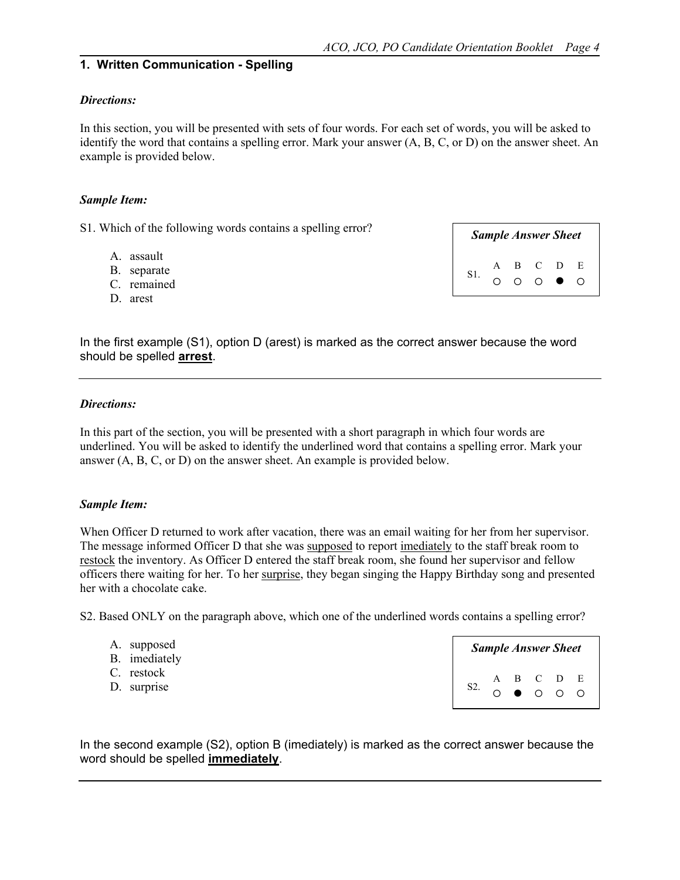## 1. Written Communication - Spelling

***Directions:***

In this section, you will be presented with sets of four words. For each set of words, you will be asked to identify the word that contains a spelling error. Mark your answer (A, B, C, or D) on the answer sheet. An example is provided below.

***Sample Item:***

S1. Which of the following words contains a spelling error?

A. assault
B. separate
C. remained
D. arest

| ***Sample Answer Sheet*** | | | | | |
|---|---|---|---|---|---|
| | A | B | C | D | E |
| S1. | ○ | ○ | ○ | ● | ○ |

In the first example (S1), option D (arest) is marked as the correct answer because the word should be spelled **arrest**.

---

***Directions:***

In this part of the section, you will be presented with a short paragraph in which four words are underlined. You will be asked to identify the underlined word that contains a spelling error. Mark your answer (A, B, C, or D) on the answer sheet. An example is provided below.

***Sample Item:***

When Officer D returned to work after vacation, there was an email waiting for her from her supervisor. The message informed Officer D that she was <u>supposed</u> to report <u>imediately</u> to the staff break room to <u>restock</u> the inventory. As Officer D entered the staff break room, she found her supervisor and fellow officers there waiting for her. To her <u>surprise</u>, they began singing the Happy Birthday song and presented her with a chocolate cake.

S2. Based ONLY on the paragraph above, which one of the underlined words contains a spelling error?

A. supposed
B. imediately
C. restock
D. surprise

| ***Sample Answer Sheet*** | | | | | |
|---|---|---|---|---|---|
| | A | B | C | D | E |
| S2. | ○ | ● | ○ | ○ | ○ |

In the second example (S2), option B (imediately) is marked as the correct answer because the word should be spelled **immediately**.

---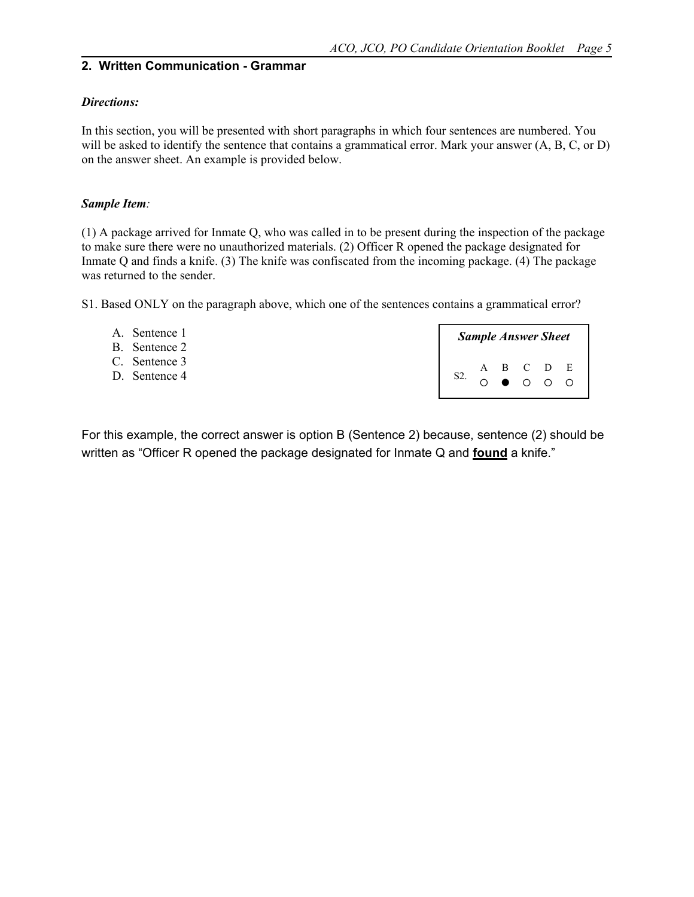## 2. Written Communication - Grammar

***Directions:***

In this section, you will be presented with short paragraphs in which four sentences are numbered. You will be asked to identify the sentence that contains a grammatical error. Mark your answer (A, B, C, or D) on the answer sheet. An example is provided below.

***Sample Item**:*

(1) A package arrived for Inmate Q, who was called in to be present during the inspection of the package to make sure there were no unauthorized materials. (2) Officer R opened the package designated for Inmate Q and finds a knife. (3) The knife was confiscated from the incoming package. (4) The package was returned to the sender.

S1. Based ONLY on the paragraph above, which one of the sentences contains a grammatical error?

A. Sentence 1
B. Sentence 2
C. Sentence 3
D. Sentence 4

***Sample Answer Sheet***

| | A | B | C | D | E |
|---|---|---|---|---|---|
| S2. | ○ | ● | ○ | ○ | ○ |

For this example, the correct answer is option B (Sentence 2) because, sentence (2) should be written as "Officer R opened the package designated for Inmate Q and **found** a knife."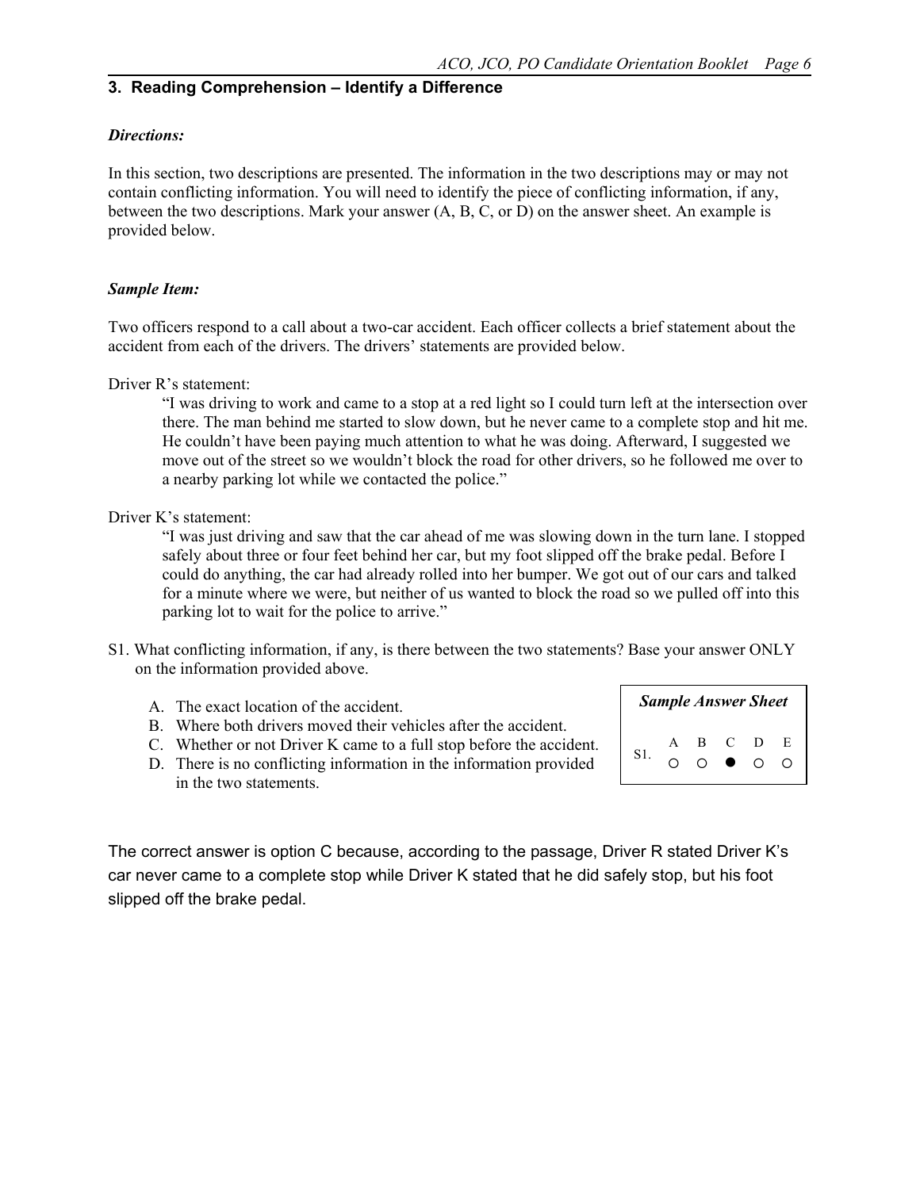## 3. Reading Comprehension – Identify a Difference

***Directions:***

In this section, two descriptions are presented. The information in the two descriptions may or may not contain conflicting information. You will need to identify the piece of conflicting information, if any, between the two descriptions. Mark your answer (A, B, C, or D) on the answer sheet. An example is provided below.

***Sample Item:***

Two officers respond to a call about a two-car accident. Each officer collects a brief statement about the accident from each of the drivers. The drivers' statements are provided below.

Driver R's statement:

> "I was driving to work and came to a stop at a red light so I could turn left at the intersection over there. The man behind me started to slow down, but he never came to a complete stop and hit me. He couldn't have been paying much attention to what he was doing. Afterward, I suggested we move out of the street so we wouldn't block the road for other drivers, so he followed me over to a nearby parking lot while we contacted the police."

Driver K's statement:

> "I was just driving and saw that the car ahead of me was slowing down in the turn lane. I stopped safely about three or four feet behind her car, but my foot slipped off the brake pedal. Before I could do anything, the car had already rolled into her bumper. We got out of our cars and talked for a minute where we were, but neither of us wanted to block the road so we pulled off into this parking lot to wait for the police to arrive."

S1. What conflicting information, if any, is there between the two statements? Base your answer ONLY on the information provided above.

A. The exact location of the accident.
B. Where both drivers moved their vehicles after the accident.
C. Whether or not Driver K came to a full stop before the accident.
D. There is no conflicting information in the information provided in the two statements.

***Sample Answer Sheet***

| | A | B | C | D | E |
|---|---|---|---|---|---|
| S1. | ○ | ○ | ● | ○ | ○ |

The correct answer is option C because, according to the passage, Driver R stated Driver K's car never came to a complete stop while Driver K stated that he did safely stop, but his foot slipped off the brake pedal.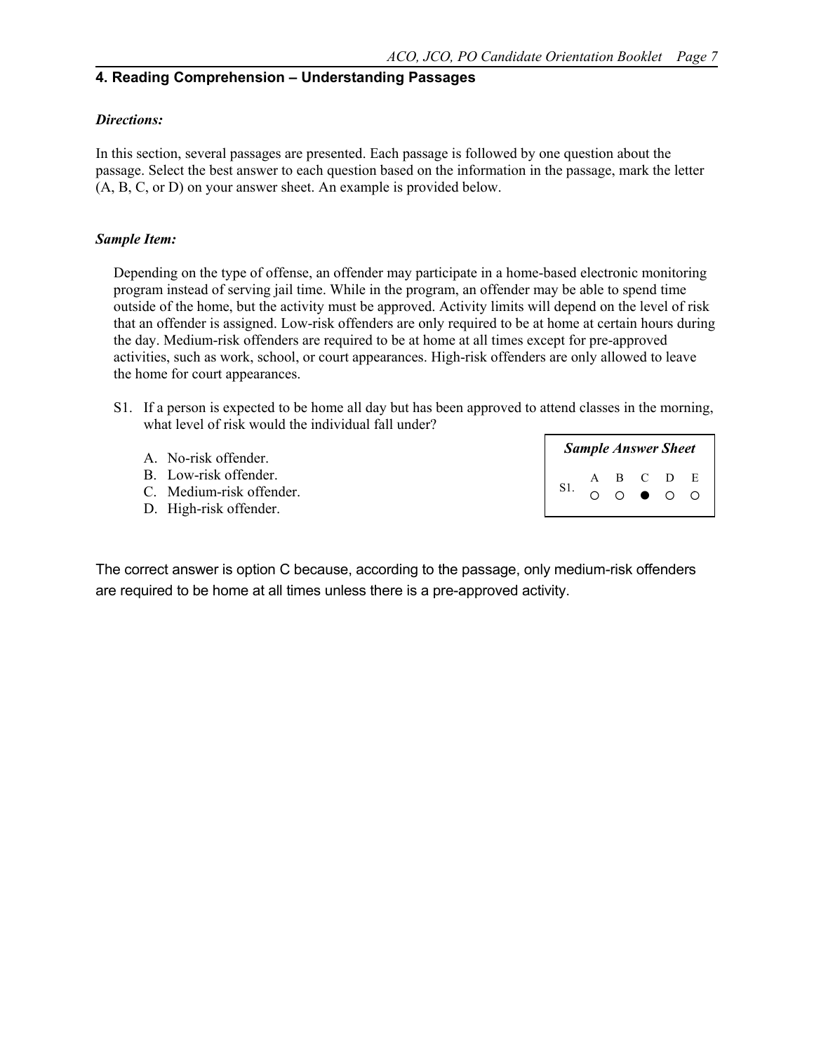## 4. Reading Comprehension – Understanding Passages

***Directions:***

In this section, several passages are presented. Each passage is followed by one question about the passage. Select the best answer to each question based on the information in the passage, mark the letter (A, B, C, or D) on your answer sheet. An example is provided below.

***Sample Item:***

Depending on the type of offense, an offender may participate in a home-based electronic monitoring program instead of serving jail time. While in the program, an offender may be able to spend time outside of the home, but the activity must be approved. Activity limits will depend on the level of risk that an offender is assigned. Low-risk offenders are only required to be at home at certain hours during the day. Medium-risk offenders are required to be at home at all times except for pre-approved activities, such as work, school, or court appearances. High-risk offenders are only allowed to leave the home for court appearances.

S1. If a person is expected to be home all day but has been approved to attend classes in the morning, what level of risk would the individual fall under?

A. No-risk offender.
B. Low-risk offender.
C. Medium-risk offender.
D. High-risk offender.

***Sample Answer Sheet***

| | A | B | C | D | E |
|---|---|---|---|---|---|
| S1. | ○ | ○ | ● | ○ | ○ |

The correct answer is option C because, according to the passage, only medium-risk offenders are required to be home at all times unless there is a pre-approved activity.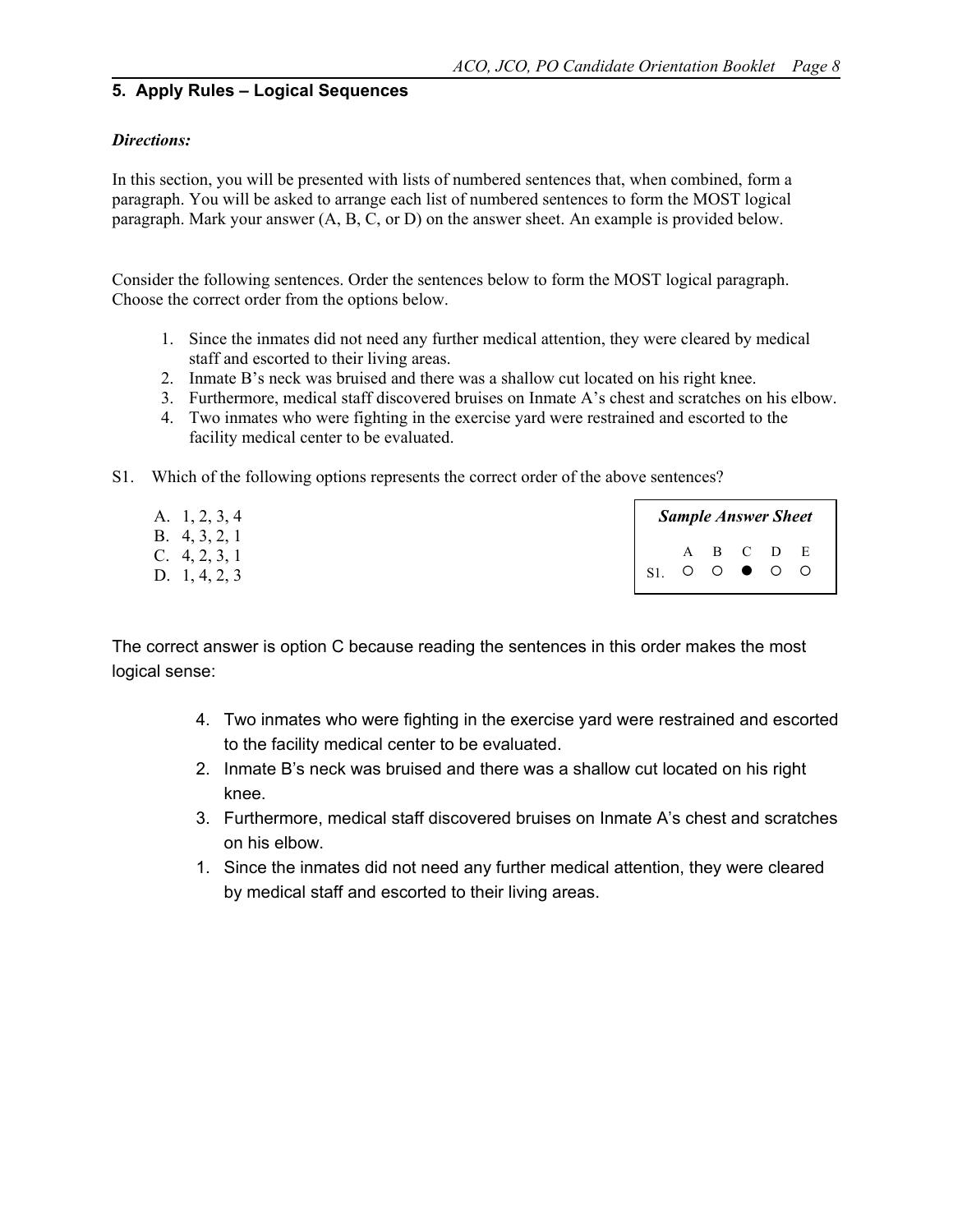## 5. Apply Rules – Logical Sequences

***Directions:***

In this section, you will be presented with lists of numbered sentences that, when combined, form a paragraph. You will be asked to arrange each list of numbered sentences to form the MOST logical paragraph. Mark your answer (A, B, C, or D) on the answer sheet. An example is provided below.

Consider the following sentences. Order the sentences below to form the MOST logical paragraph. Choose the correct order from the options below.

1. Since the inmates did not need any further medical attention, they were cleared by medical staff and escorted to their living areas.
2. Inmate B's neck was bruised and there was a shallow cut located on his right knee.
3. Furthermore, medical staff discovered bruises on Inmate A's chest and scratches on his elbow.
4. Two inmates who were fighting in the exercise yard were restrained and escorted to the facility medical center to be evaluated.

S1. Which of the following options represents the correct order of the above sentences?

A. 1, 2, 3, 4
B. 4, 3, 2, 1
C. 4, 2, 3, 1
D. 1, 4, 2, 3

***Sample Answer Sheet***

|     | A | B | C | D | E |
|-----|---|---|---|---|---|
| S1. | ○ | ○ | ● | ○ | ○ |

The correct answer is option C because reading the sentences in this order makes the most logical sense:

4. Two inmates who were fighting in the exercise yard were restrained and escorted to the facility medical center to be evaluated.
2. Inmate B's neck was bruised and there was a shallow cut located on his right knee.
3. Furthermore, medical staff discovered bruises on Inmate A's chest and scratches on his elbow.
1. Since the inmates did not need any further medical attention, they were cleared by medical staff and escorted to their living areas.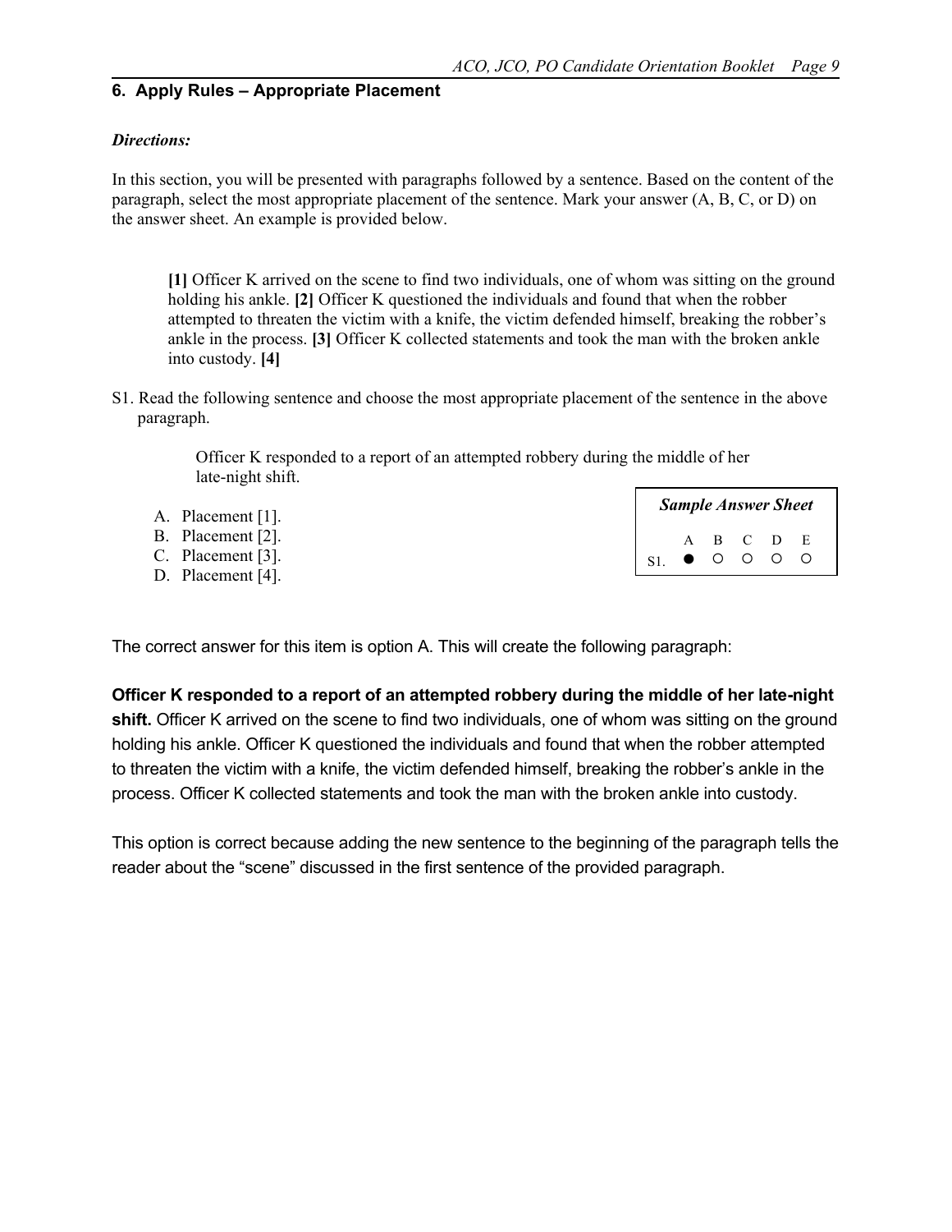## 6. Apply Rules – Appropriate Placement

***Directions:***

In this section, you will be presented with paragraphs followed by a sentence. Based on the content of the paragraph, select the most appropriate placement of the sentence. Mark your answer (A, B, C, or D) on the answer sheet. An example is provided below.

> **[1]** Officer K arrived on the scene to find two individuals, one of whom was sitting on the ground holding his ankle. **[2]** Officer K questioned the individuals and found that when the robber attempted to threaten the victim with a knife, the victim defended himself, breaking the robber's ankle in the process. **[3]** Officer K collected statements and took the man with the broken ankle into custody. **[4]**

S1. Read the following sentence and choose the most appropriate placement of the sentence in the above paragraph.

> Officer K responded to a report of an attempted robbery during the middle of her late-night shift.

A. Placement [1].
B. Placement [2].
C. Placement [3].
D. Placement [4].

***Sample Answer Sheet***

| | A | B | C | D | E |
|---|---|---|---|---|---|
| S1. | ● | ○ | ○ | ○ | ○ |

The correct answer for this item is option A. This will create the following paragraph:

**Officer K responded to a report of an attempted robbery during the middle of her late-night shift.** Officer K arrived on the scene to find two individuals, one of whom was sitting on the ground holding his ankle. Officer K questioned the individuals and found that when the robber attempted to threaten the victim with a knife, the victim defended himself, breaking the robber's ankle in the process. Officer K collected statements and took the man with the broken ankle into custody.

This option is correct because adding the new sentence to the beginning of the paragraph tells the reader about the "scene" discussed in the first sentence of the provided paragraph.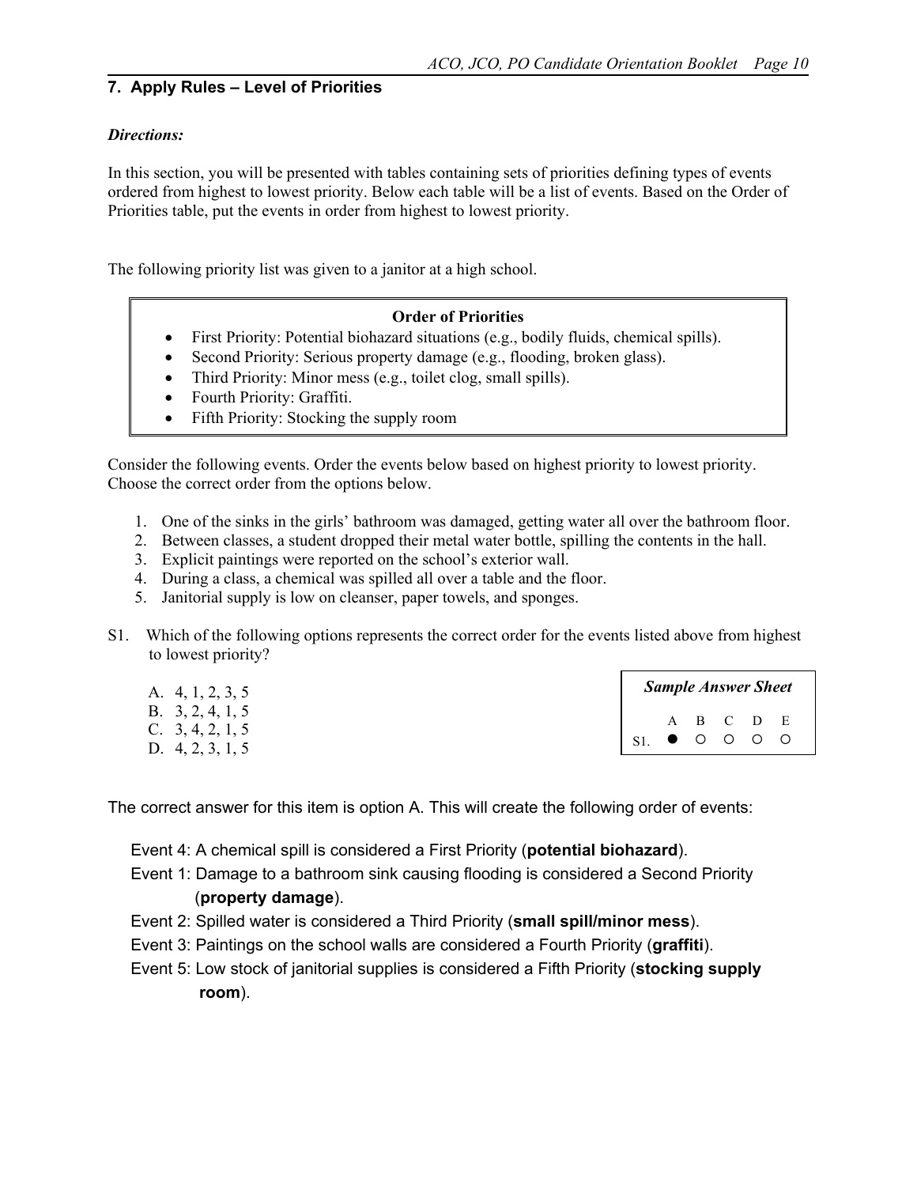## 7. Apply Rules – Level of Priorities

***Directions:***

In this section, you will be presented with tables containing sets of priorities defining types of events ordered from highest to lowest priority. Below each table will be a list of events. Based on the Order of Priorities table, put the events in order from highest to lowest priority.

The following priority list was given to a janitor at a high school.

**Order of Priorities**

- First Priority: Potential biohazard situations (e.g., bodily fluids, chemical spills).
- Second Priority: Serious property damage (e.g., flooding, broken glass).
- Third Priority: Minor mess (e.g., toilet clog, small spills).
- Fourth Priority: Graffiti.
- Fifth Priority: Stocking the supply room

Consider the following events. Order the events below based on highest priority to lowest priority. Choose the correct order from the options below.

1. One of the sinks in the girls' bathroom was damaged, getting water all over the bathroom floor.
2. Between classes, a student dropped their metal water bottle, spilling the contents in the hall.
3. Explicit paintings were reported on the school's exterior wall.
4. During a class, a chemical was spilled all over a table and the floor.
5. Janitorial supply is low on cleanser, paper towels, and sponges.

S1. Which of the following options represents the correct order for the events listed above from highest to lowest priority?

A. 4, 1, 2, 3, 5
B. 3, 2, 4, 1, 5
C. 3, 4, 2, 1, 5
D. 4, 2, 3, 1, 5

***Sample Answer Sheet***

| | A | B | C | D | E |
|---|---|---|---|---|---|
| S1. | ● | ○ | ○ | ○ | ○ |

The correct answer for this item is option A. This will create the following order of events:

Event 4: A chemical spill is considered a First Priority (**potential biohazard**).
Event 1: Damage to a bathroom sink causing flooding is considered a Second Priority (**property damage**).
Event 2: Spilled water is considered a Third Priority (**small spill/minor mess**).
Event 3: Paintings on the school walls are considered a Fourth Priority (**graffiti**).
Event 5: Low stock of janitorial supplies is considered a Fifth Priority (**stocking supply room**).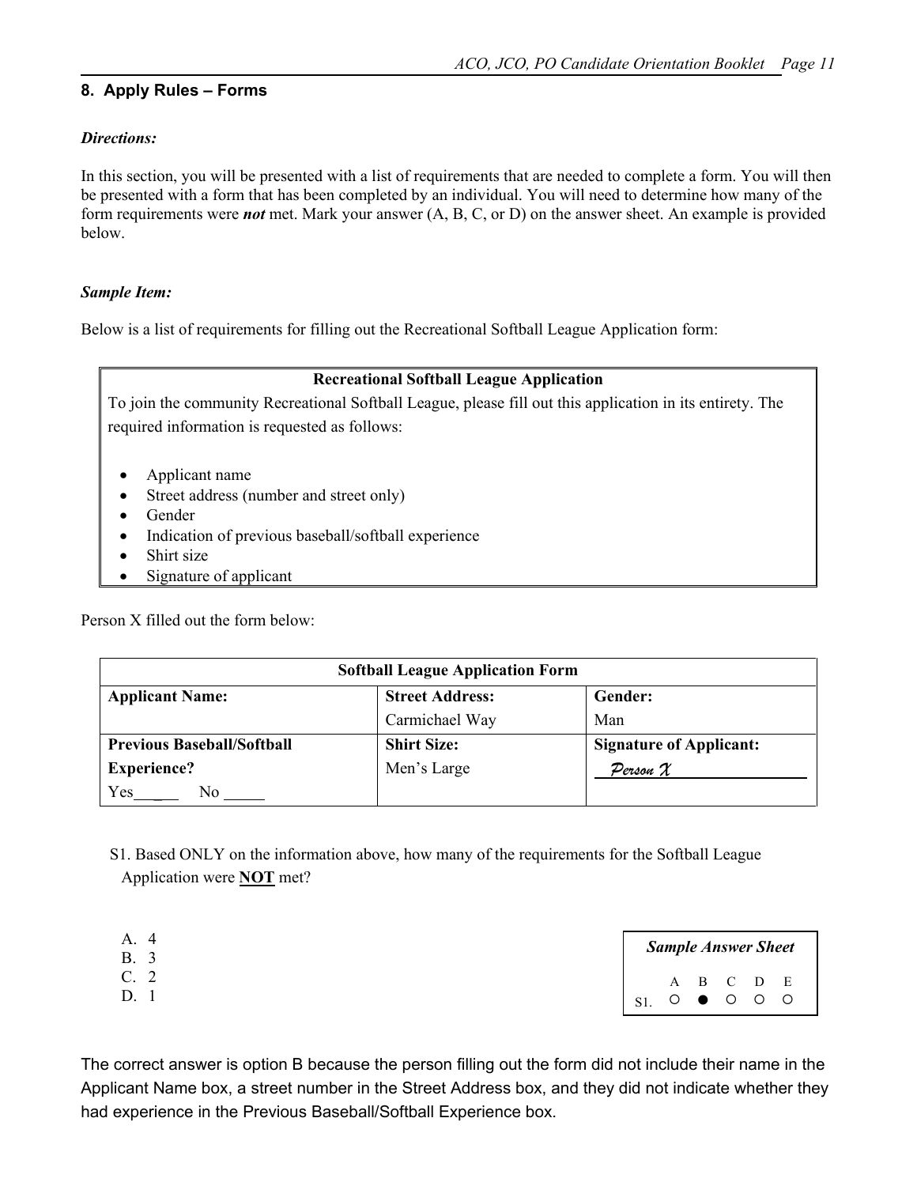## 8. Apply Rules – Forms

***Directions:***

In this section, you will be presented with a list of requirements that are needed to complete a form. You will then be presented with a form that has been completed by an individual. You will need to determine how many of the form requirements were ***not*** met. Mark your answer (A, B, C, or D) on the answer sheet. An example is provided below.

***Sample Item:***

Below is a list of requirements for filling out the Recreational Softball League Application form:

| **Recreational Softball League Application** |
|---|
| To join the community Recreational Softball League, please fill out this application in its entirety. The required information is requested as follows:<br><br>• Applicant name<br>• Street address (number and street only)<br>• Gender<br>• Indication of previous baseball/softball experience<br>• Shirt size<br>• Signature of applicant |

Person X filled out the form below:

| **Softball League Application Form** | | |
|---|---|---|
| **Applicant Name:** | **Street Address:**<br>Carmichael Way | **Gender:**<br>Man |
| **Previous Baseball/Softball Experience?**<br>Yes\_\_\_\_ No \_\_\_\_ | **Shirt Size:**<br>Men's Large | **Signature of Applicant:**<br>*Person X* |

S1. Based ONLY on the information above, how many of the requirements for the Softball League Application were **NOT** met?

A. 4
B. 3
C. 2
D. 1

| ***Sample Answer Sheet*** | A | B | C | D | E |
|---|---|---|---|---|---|
| S1. | ○ | ● | ○ | ○ | ○ |

The correct answer is option B because the person filling out the form did not include their name in the Applicant Name box, a street number in the Street Address box, and they did not indicate whether they had experience in the Previous Baseball/Softball Experience box.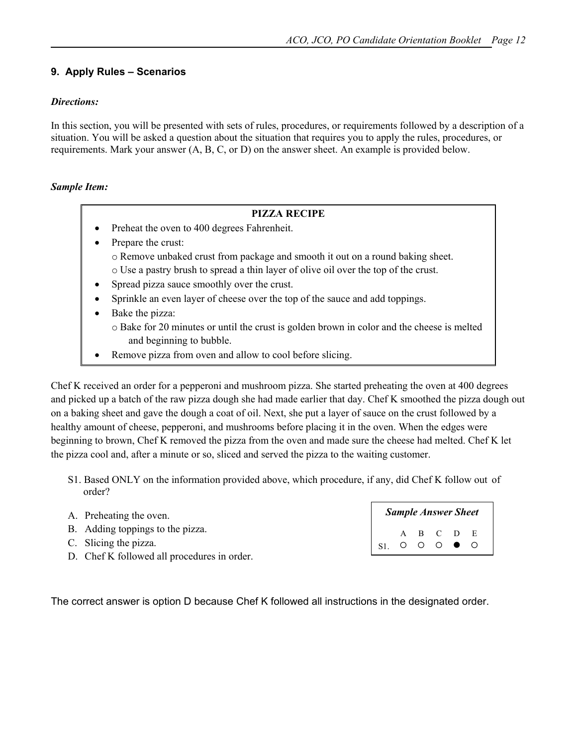## 9. Apply Rules – Scenarios

***Directions:***

In this section, you will be presented with sets of rules, procedures, or requirements followed by a description of a situation. You will be asked a question about the situation that requires you to apply the rules, procedures, or requirements. Mark your answer (A, B, C, or D) on the answer sheet. An example is provided below.

***Sample Item:***

**PIZZA RECIPE**

- Preheat the oven to 400 degrees Fahrenheit.
- Prepare the crust:
  - Remove unbaked crust from package and smooth it out on a round baking sheet.
  - Use a pastry brush to spread a thin layer of olive oil over the top of the crust.
- Spread pizza sauce smoothly over the crust.
- Sprinkle an even layer of cheese over the top of the sauce and add toppings.
- Bake the pizza:
  - Bake for 20 minutes or until the crust is golden brown in color and the cheese is melted and beginning to bubble.
- Remove pizza from oven and allow to cool before slicing.

Chef K received an order for a pepperoni and mushroom pizza. She started preheating the oven at 400 degrees and picked up a batch of the raw pizza dough she had made earlier that day. Chef K smoothed the pizza dough out on a baking sheet and gave the dough a coat of oil. Next, she put a layer of sauce on the crust followed by a healthy amount of cheese, pepperoni, and mushrooms before placing it in the oven. When the edges were beginning to brown, Chef K removed the pizza from the oven and made sure the cheese had melted. Chef K let the pizza cool and, after a minute or so, sliced and served the pizza to the waiting customer.

S1. Based ONLY on the information provided above, which procedure, if any, did Chef K follow out of order?

A. Preheating the oven.
B. Adding toppings to the pizza.
C. Slicing the pizza.
D. Chef K followed all procedures in order.

***Sample Answer Sheet***

| | A | B | C | D | E |
|---|---|---|---|---|---|
| S1. | ○ | ○ | ○ | ● | ○ |

The correct answer is option D because Chef K followed all instructions in the designated order.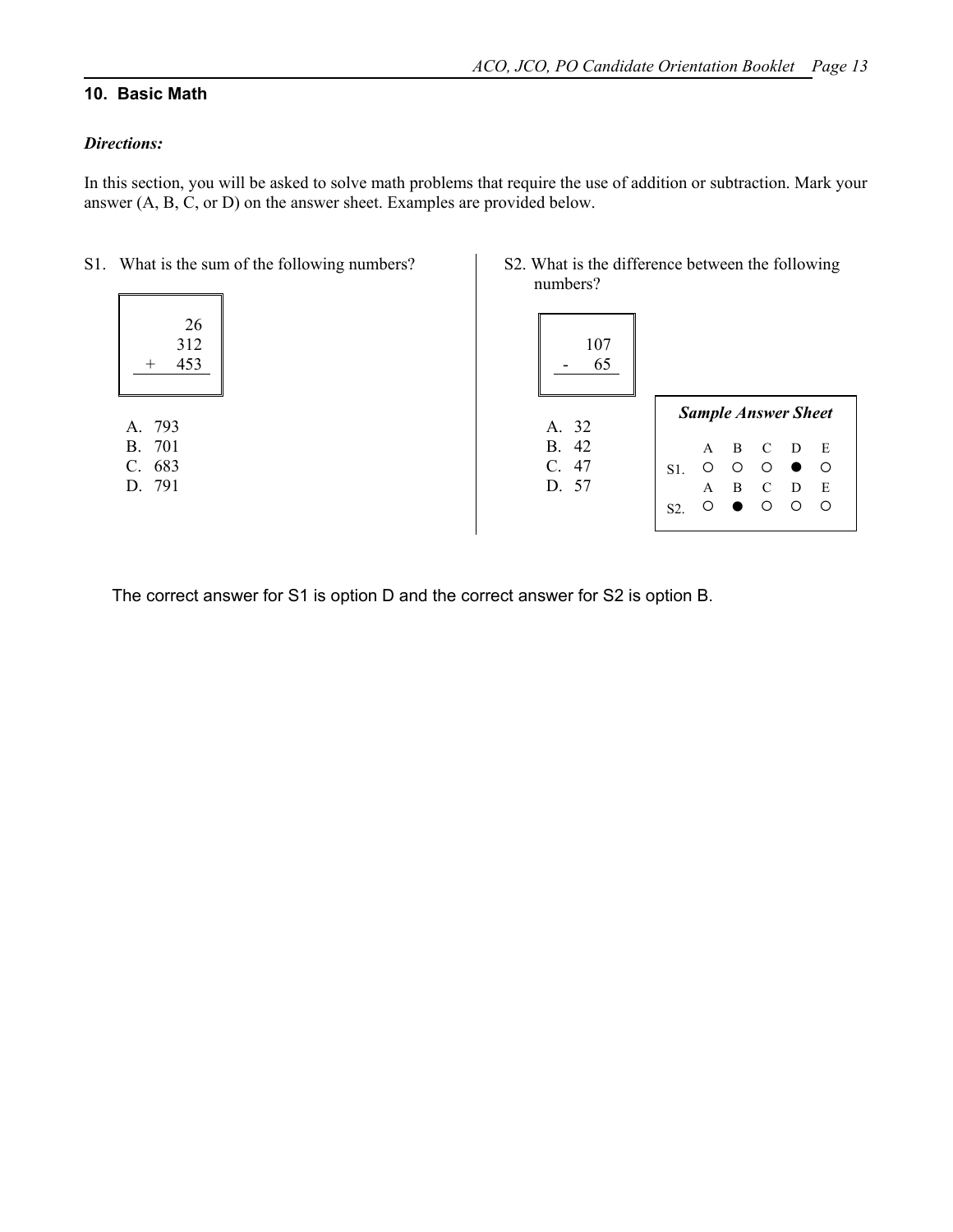## 10. Basic Math

***Directions:***

In this section, you will be asked to solve math problems that require the use of addition or subtraction. Mark your answer (A, B, C, or D) on the answer sheet. Examples are provided below.

S1. What is the sum of the following numbers?

```
     26
    312
+   453
```

A. 793
B. 701
C. 683
D. 791

S2. What is the difference between the following numbers?

```
    107
-    65
```

A. 32
B. 42
C. 47
D. 57

***Sample Answer Sheet***

|  | A | B | C | D | E |
|---|---|---|---|---|---|
| S1. | ○ | ○ | ○ | ● | ○ |
| S2. | ○ | ● | ○ | ○ | ○ |

The correct answer for S1 is option D and the correct answer for S2 is option B.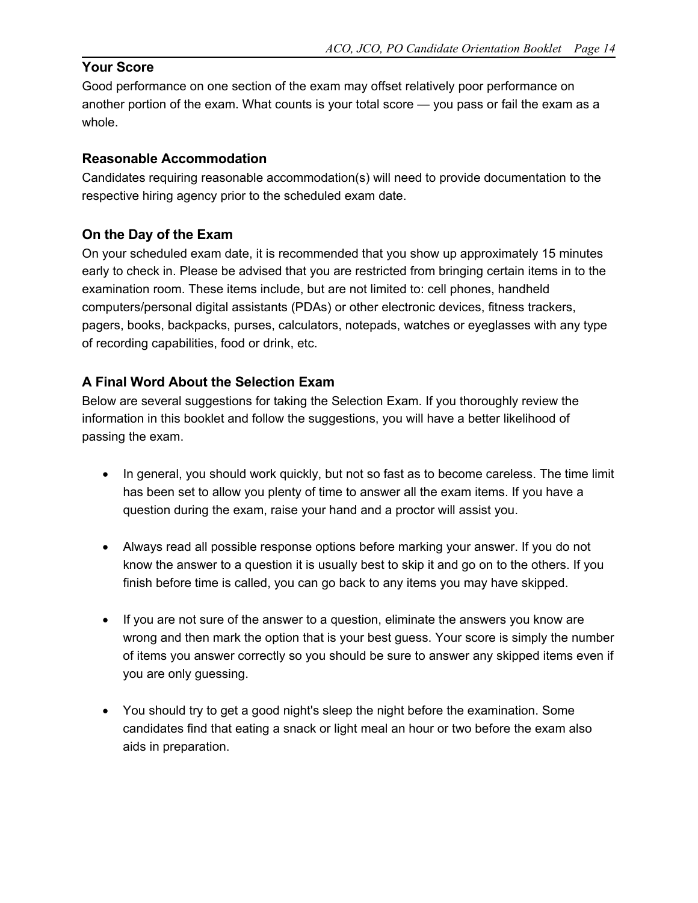## Your Score

Good performance on one section of the exam may offset relatively poor performance on another portion of the exam. What counts is your total score — you pass or fail the exam as a whole.

## Reasonable Accommodation

Candidates requiring reasonable accommodation(s) will need to provide documentation to the respective hiring agency prior to the scheduled exam date.

## On the Day of the Exam

On your scheduled exam date, it is recommended that you show up approximately 15 minutes early to check in. Please be advised that you are restricted from bringing certain items in to the examination room. These items include, but are not limited to: cell phones, handheld computers/personal digital assistants (PDAs) or other electronic devices, fitness trackers, pagers, books, backpacks, purses, calculators, notepads, watches or eyeglasses with any type of recording capabilities, food or drink, etc.

## A Final Word About the Selection Exam

Below are several suggestions for taking the Selection Exam. If you thoroughly review the information in this booklet and follow the suggestions, you will have a better likelihood of passing the exam.

- In general, you should work quickly, but not so fast as to become careless. The time limit has been set to allow you plenty of time to answer all the exam items. If you have a question during the exam, raise your hand and a proctor will assist you.

- Always read all possible response options before marking your answer. If you do not know the answer to a question it is usually best to skip it and go on to the others. If you finish before time is called, you can go back to any items you may have skipped.

- If you are not sure of the answer to a question, eliminate the answers you know are wrong and then mark the option that is your best guess. Your score is simply the number of items you answer correctly so you should be sure to answer any skipped items even if you are only guessing.

- You should try to get a good night's sleep the night before the examination. Some candidates find that eating a snack or light meal an hour or two before the exam also aids in preparation.